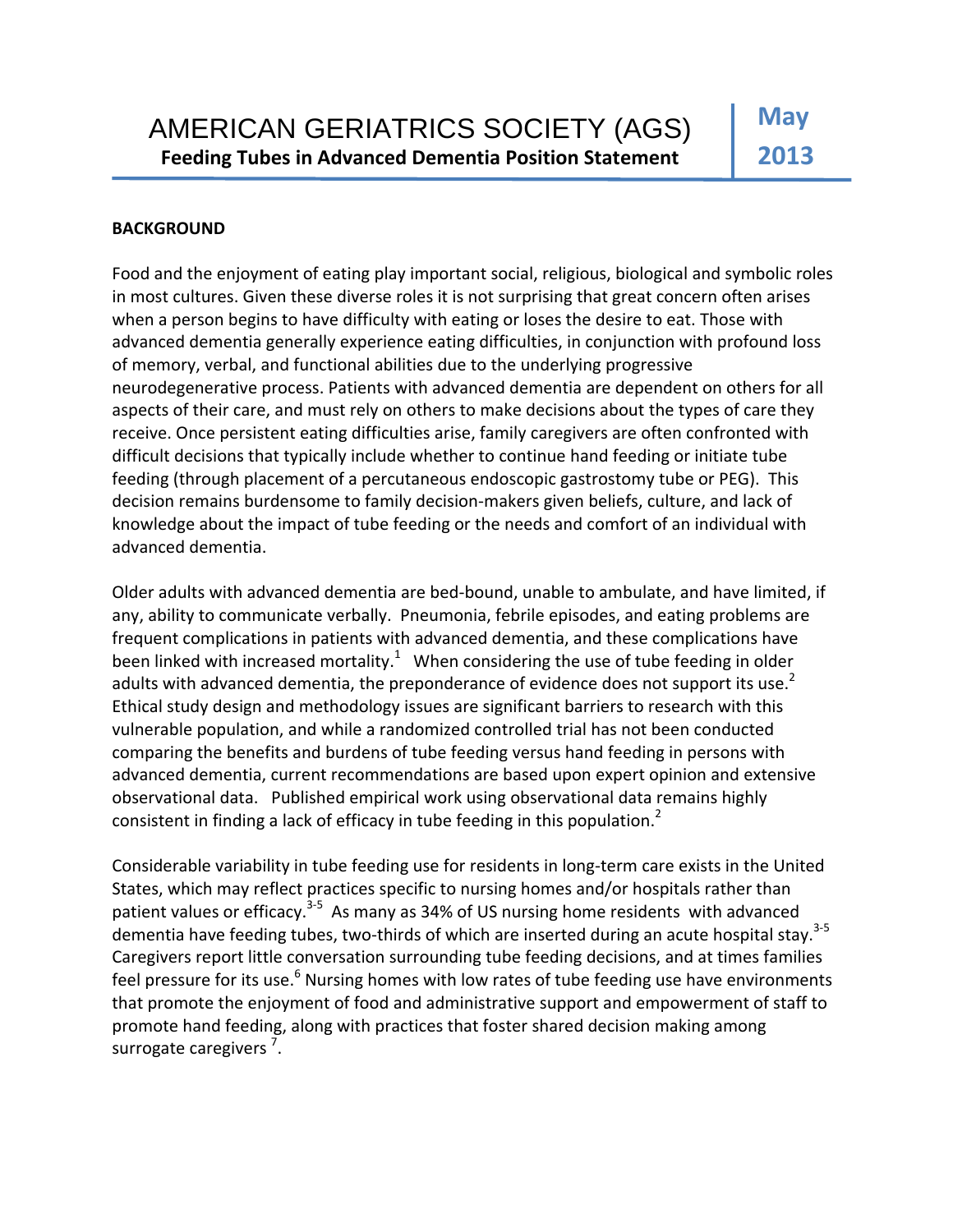# AMERICAN GERIATRICS SOCIETY (AGS)

**Feeding Tubes in Advanced Dementia Position Statement**

**May 2013**

## BACKGROUND

Food and the enjoyment of eating play important social, religious, biological and symbolic roles in most cultures. Given these diverse roles it is not surprising that great concern often arises when a person begins to have difficulty with eating or loses the desire to eat. Those with advanced dementia generally experience eating difficulties, in conjunction with profound loss of memory, verbal, and functional abilities due to the underlying progressive neurodegenerative process. Patients with advanced dementia are dependent on others for all aspects of their care, and must rely on others to make decisions about the types of care they receive. Once persistent eating difficulties arise, family caregivers are often confronted with difficult decisions that typically include whether to continue hand feeding or initiate tube feeding (through placement of a percutaneous endoscopic gastrostomy tube or PEG). This decision remains burdensome to family decision-makers given beliefs, culture, and lack of knowledge about the impact of tube feeding or the needs and comfort of an individual with advanced dementia.

Older adults with advanced dementia are bed-bound, unable to ambulate, and have limited, if any, ability to communicate verbally. Pneumonia, febrile episodes, and eating problems are frequent complications in patients with advanced dementia, and these complications have been linked with increased mortality.[1] When considering the use of tube feeding in older adults with advanced dementia, the preponderance of evidence does not support its use.[2] Ethical study design and methodology issues are significant barriers to research with this vulnerable population, and while a randomized controlled trial has not been conducted comparing the benefits and burdens of tube feeding versus hand feeding in persons with advanced dementia, current recommendations are based upon expert opinion and extensive observational data. Published empirical work using observational data remains highly consistent in finding a lack of efficacy in tube feeding in this population.[2]

Considerable variability in tube feeding use for residents in long-term care exists in the United States, which may reflect practices specific to nursing homes and/or hospitals rather than patient values or efficacy.[3-5] As many as 34% of US nursing home residents with advanced dementia have feeding tubes, two-thirds of which are inserted during an acute hospital stay.[3-5] Caregivers report little conversation surrounding tube feeding decisions, and at times families feel pressure for its use.[6] Nursing homes with low rates of tube feeding use have environments that promote the enjoyment of food and administrative support and empowerment of staff to promote hand feeding, along with practices that foster shared decision making among surrogate caregivers [7].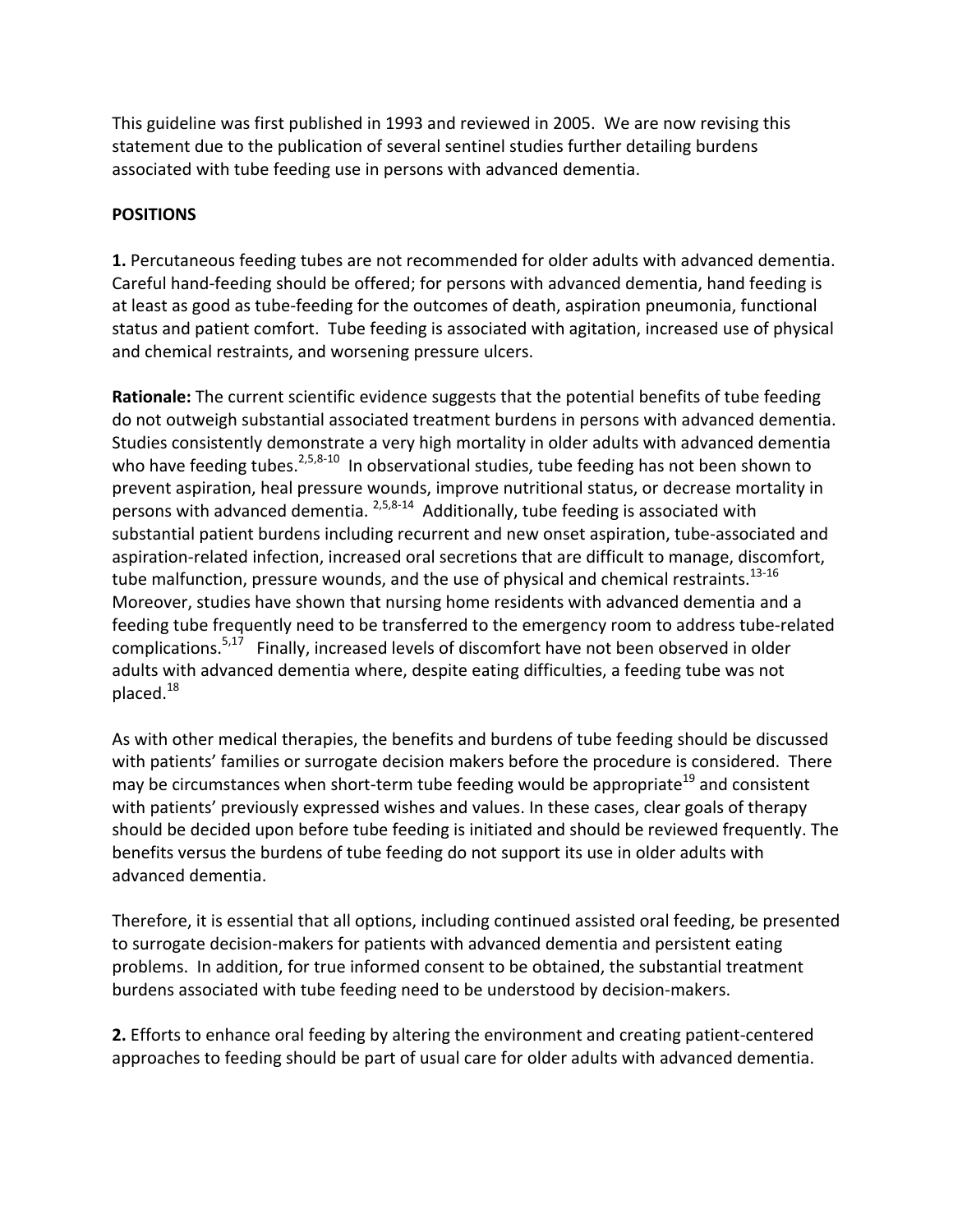This guideline was first published in 1993 and reviewed in 2005. We are now revising this statement due to the publication of several sentinel studies further detailing burdens associated with tube feeding use in persons with advanced dementia.

**POSITIONS**

**1.** Percutaneous feeding tubes are not recommended for older adults with advanced dementia. Careful hand-feeding should be offered; for persons with advanced dementia, hand feeding is at least as good as tube-feeding for the outcomes of death, aspiration pneumonia, functional status and patient comfort. Tube feeding is associated with agitation, increased use of physical and chemical restraints, and worsening pressure ulcers.

**Rationale:** The current scientific evidence suggests that the potential benefits of tube feeding do not outweigh substantial associated treatment burdens in persons with advanced dementia. Studies consistently demonstrate a very high mortality in older adults with advanced dementia who have feeding tubes.[2,5,8-10] In observational studies, tube feeding has not been shown to prevent aspiration, heal pressure wounds, improve nutritional status, or decrease mortality in persons with advanced dementia.[2,5,8-14] Additionally, tube feeding is associated with substantial patient burdens including recurrent and new onset aspiration, tube-associated and aspiration-related infection, increased oral secretions that are difficult to manage, discomfort, tube malfunction, pressure wounds, and the use of physical and chemical restraints.[13-16] Moreover, studies have shown that nursing home residents with advanced dementia and a feeding tube frequently need to be transferred to the emergency room to address tube-related complications.[5,17] Finally, increased levels of discomfort have not been observed in older adults with advanced dementia where, despite eating difficulties, a feeding tube was not placed.[18]

As with other medical therapies, the benefits and burdens of tube feeding should be discussed with patients' families or surrogate decision makers before the procedure is considered. There may be circumstances when short-term tube feeding would be appropriate[19] and consistent with patients' previously expressed wishes and values. In these cases, clear goals of therapy should be decided upon before tube feeding is initiated and should be reviewed frequently. The benefits versus the burdens of tube feeding do not support its use in older adults with advanced dementia.

Therefore, it is essential that all options, including continued assisted oral feeding, be presented to surrogate decision-makers for patients with advanced dementia and persistent eating problems. In addition, for true informed consent to be obtained, the substantial treatment burdens associated with tube feeding need to be understood by decision-makers.

**2.** Efforts to enhance oral feeding by altering the environment and creating patient-centered approaches to feeding should be part of usual care for older adults with advanced dementia.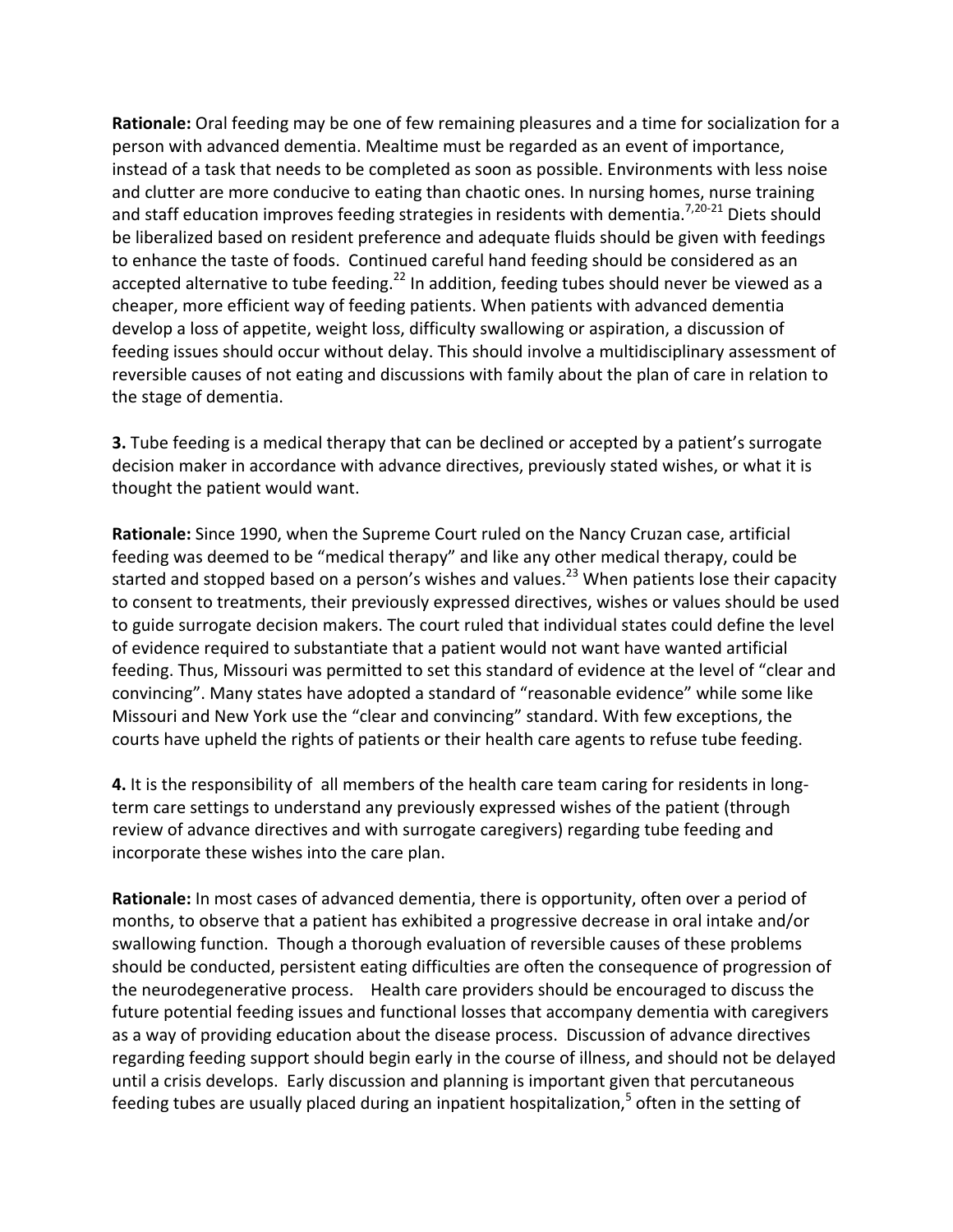**Rationale:** Oral feeding may be one of few remaining pleasures and a time for socialization for a person with advanced dementia. Mealtime must be regarded as an event of importance, instead of a task that needs to be completed as soon as possible. Environments with less noise and clutter are more conducive to eating than chaotic ones. In nursing homes, nurse training and staff education improves feeding strategies in residents with dementia.[7,20-21] Diets should be liberalized based on resident preference and adequate fluids should be given with feedings to enhance the taste of foods. Continued careful hand feeding should be considered as an accepted alternative to tube feeding.[22] In addition, feeding tubes should never be viewed as a cheaper, more efficient way of feeding patients. When patients with advanced dementia develop a loss of appetite, weight loss, difficulty swallowing or aspiration, a discussion of feeding issues should occur without delay. This should involve a multidisciplinary assessment of reversible causes of not eating and discussions with family about the plan of care in relation to the stage of dementia.

**3.** Tube feeding is a medical therapy that can be declined or accepted by a patient's surrogate decision maker in accordance with advance directives, previously stated wishes, or what it is thought the patient would want.

**Rationale:** Since 1990, when the Supreme Court ruled on the Nancy Cruzan case, artificial feeding was deemed to be "medical therapy" and like any other medical therapy, could be started and stopped based on a person's wishes and values.[23] When patients lose their capacity to consent to treatments, their previously expressed directives, wishes or values should be used to guide surrogate decision makers. The court ruled that individual states could define the level of evidence required to substantiate that a patient would not want have wanted artificial feeding. Thus, Missouri was permitted to set this standard of evidence at the level of "clear and convincing". Many states have adopted a standard of "reasonable evidence" while some like Missouri and New York use the "clear and convincing" standard. With few exceptions, the courts have upheld the rights of patients or their health care agents to refuse tube feeding.

**4.** It is the responsibility of all members of the health care team caring for residents in long-term care settings to understand any previously expressed wishes of the patient (through review of advance directives and with surrogate caregivers) regarding tube feeding and incorporate these wishes into the care plan.

**Rationale:** In most cases of advanced dementia, there is opportunity, often over a period of months, to observe that a patient has exhibited a progressive decrease in oral intake and/or swallowing function. Though a thorough evaluation of reversible causes of these problems should be conducted, persistent eating difficulties are often the consequence of progression of the neurodegenerative process. Health care providers should be encouraged to discuss the future potential feeding issues and functional losses that accompany dementia with caregivers as a way of providing education about the disease process. Discussion of advance directives regarding feeding support should begin early in the course of illness, and should not be delayed until a crisis develops. Early discussion and planning is important given that percutaneous feeding tubes are usually placed during an inpatient hospitalization,[5] often in the setting of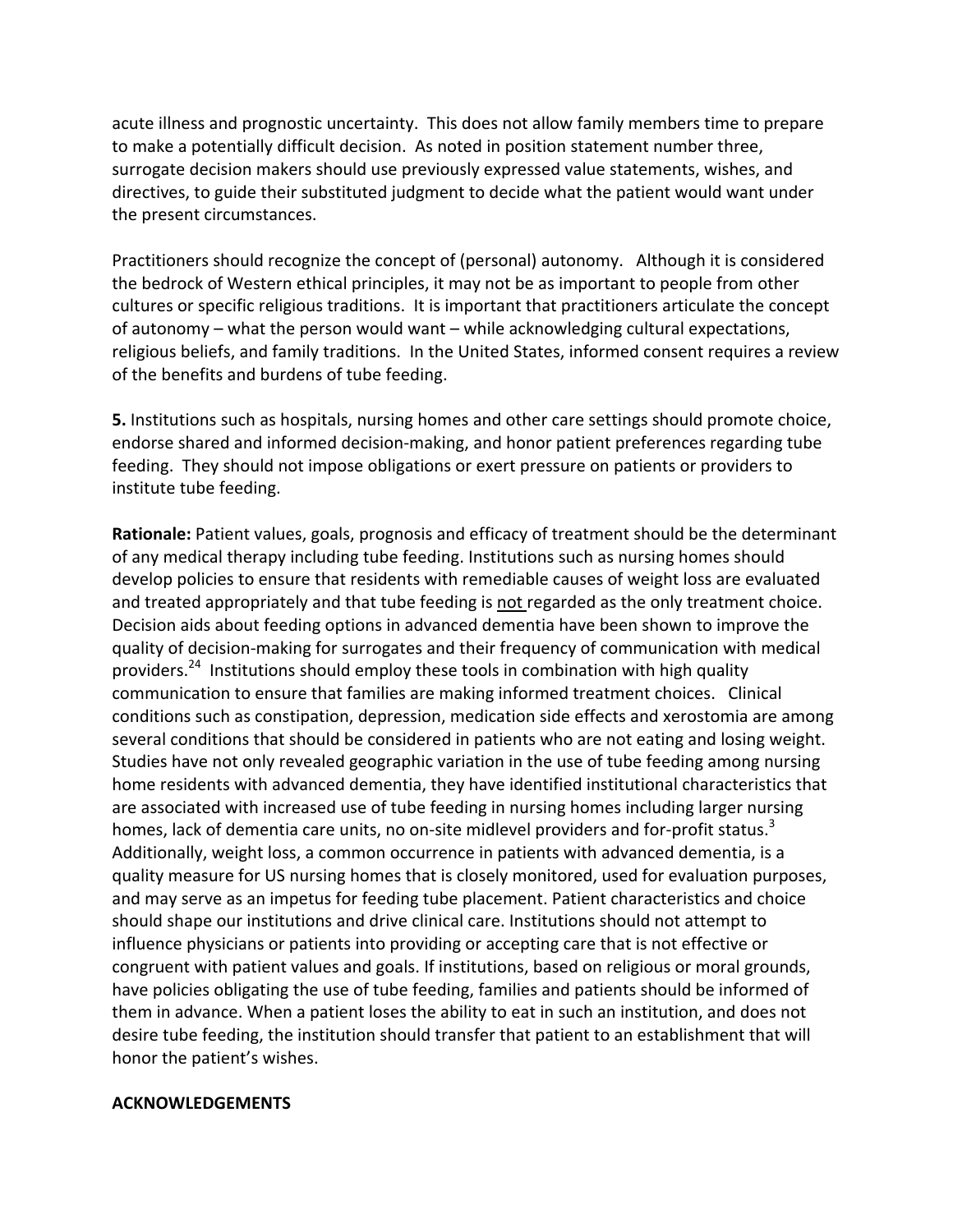acute illness and prognostic uncertainty. This does not allow family members time to prepare to make a potentially difficult decision. As noted in position statement number three, surrogate decision makers should use previously expressed value statements, wishes, and directives, to guide their substituted judgment to decide what the patient would want under the present circumstances.

Practitioners should recognize the concept of (personal) autonomy. Although it is considered the bedrock of Western ethical principles, it may not be as important to people from other cultures or specific religious traditions. It is important that practitioners articulate the concept of autonomy – what the person would want – while acknowledging cultural expectations, religious beliefs, and family traditions. In the United States, informed consent requires a review of the benefits and burdens of tube feeding.

**5.** Institutions such as hospitals, nursing homes and other care settings should promote choice, endorse shared and informed decision-making, and honor patient preferences regarding tube feeding. They should not impose obligations or exert pressure on patients or providers to institute tube feeding.

**Rationale:** Patient values, goals, prognosis and efficacy of treatment should be the determinant of any medical therapy including tube feeding. Institutions such as nursing homes should develop policies to ensure that residents with remediable causes of weight loss are evaluated and treated appropriately and that tube feeding is <u>not</u> regarded as the only treatment choice. Decision aids about feeding options in advanced dementia have been shown to improve the quality of decision-making for surrogates and their frequency of communication with medical providers.[24] Institutions should employ these tools in combination with high quality communication to ensure that families are making informed treatment choices. Clinical conditions such as constipation, depression, medication side effects and xerostomia are among several conditions that should be considered in patients who are not eating and losing weight. Studies have not only revealed geographic variation in the use of tube feeding among nursing home residents with advanced dementia, they have identified institutional characteristics that are associated with increased use of tube feeding in nursing homes including larger nursing homes, lack of dementia care units, no on-site midlevel providers and for-profit status.[3] Additionally, weight loss, a common occurrence in patients with advanced dementia, is a quality measure for US nursing homes that is closely monitored, used for evaluation purposes, and may serve as an impetus for feeding tube placement. Patient characteristics and choice should shape our institutions and drive clinical care. Institutions should not attempt to influence physicians or patients into providing or accepting care that is not effective or congruent with patient values and goals. If institutions, based on religious or moral grounds, have policies obligating the use of tube feeding, families and patients should be informed of them in advance. When a patient loses the ability to eat in such an institution, and does not desire tube feeding, the institution should transfer that patient to an establishment that will honor the patient's wishes.

**ACKNOWLEDGEMENTS**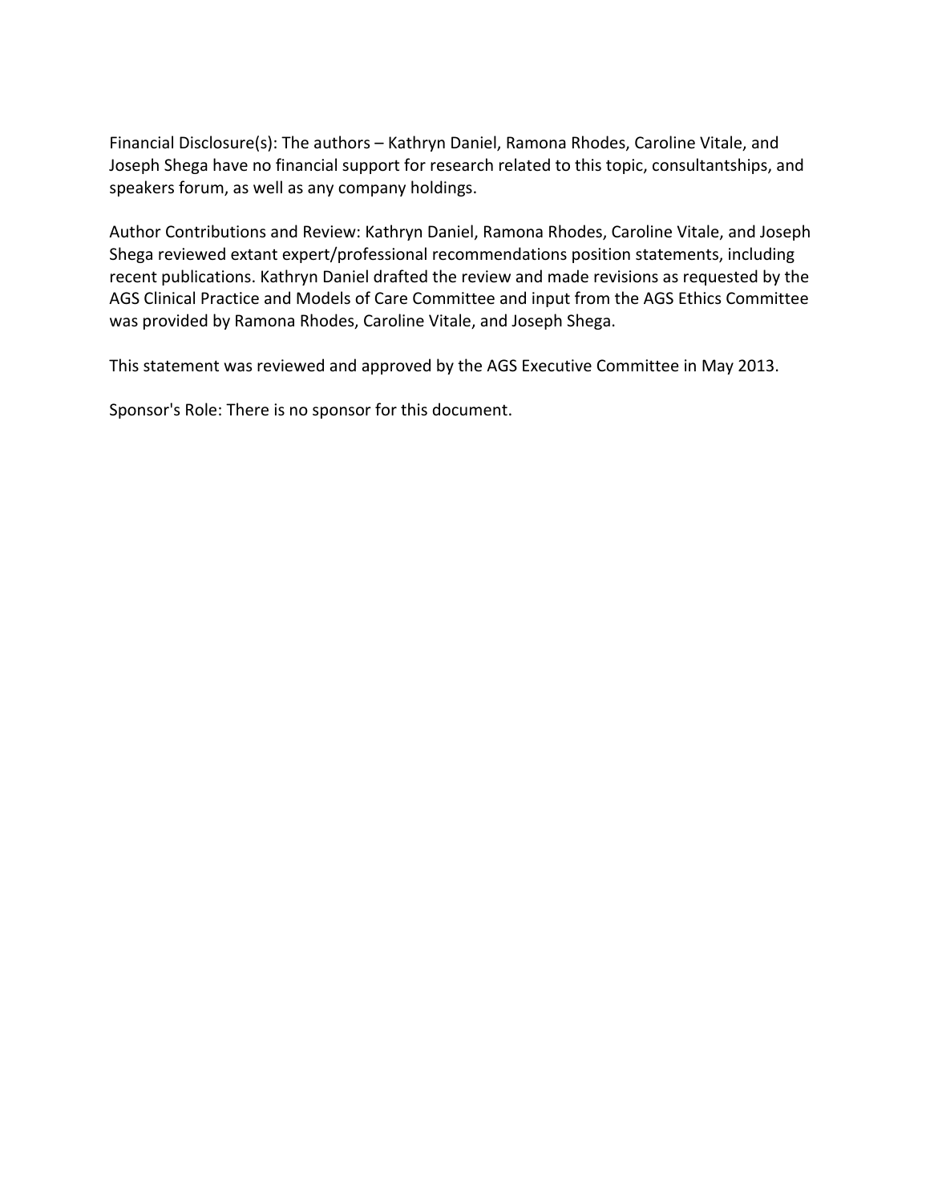Financial Disclosure(s): The authors – Kathryn Daniel, Ramona Rhodes, Caroline Vitale, and Joseph Shega have no financial support for research related to this topic, consultantships, and speakers forum, as well as any company holdings.

Author Contributions and Review: Kathryn Daniel, Ramona Rhodes, Caroline Vitale, and Joseph Shega reviewed extant expert/professional recommendations position statements, including recent publications. Kathryn Daniel drafted the review and made revisions as requested by the AGS Clinical Practice and Models of Care Committee and input from the AGS Ethics Committee was provided by Ramona Rhodes, Caroline Vitale, and Joseph Shega.

This statement was reviewed and approved by the AGS Executive Committee in May 2013.

Sponsor's Role: There is no sponsor for this document.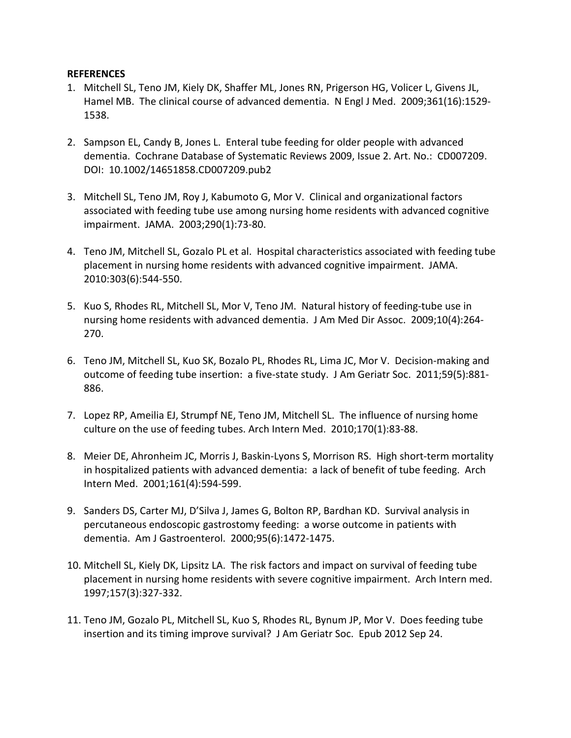**REFERENCES**

1. Mitchell SL, Teno JM, Kiely DK, Shaffer ML, Jones RN, Prigerson HG, Volicer L, Givens JL, Hamel MB. The clinical course of advanced dementia. N Engl J Med. 2009;361(16):1529-1538.

2. Sampson EL, Candy B, Jones L. Enteral tube feeding for older people with advanced dementia. Cochrane Database of Systematic Reviews 2009, Issue 2. Art. No.: CD007209. DOI: 10.1002/14651858.CD007209.pub2

3. Mitchell SL, Teno JM, Roy J, Kabumoto G, Mor V. Clinical and organizational factors associated with feeding tube use among nursing home residents with advanced cognitive impairment. JAMA. 2003;290(1):73-80.

4. Teno JM, Mitchell SL, Gozalo PL et al. Hospital characteristics associated with feeding tube placement in nursing home residents with advanced cognitive impairment. JAMA. 2010:303(6):544-550.

5. Kuo S, Rhodes RL, Mitchell SL, Mor V, Teno JM. Natural history of feeding-tube use in nursing home residents with advanced dementia. J Am Med Dir Assoc. 2009;10(4):264-270.

6. Teno JM, Mitchell SL, Kuo SK, Bozalo PL, Rhodes RL, Lima JC, Mor V. Decision-making and outcome of feeding tube insertion: a five-state study. J Am Geriatr Soc. 2011;59(5):881-886.

7. Lopez RP, Ameilia EJ, Strumpf NE, Teno JM, Mitchell SL. The influence of nursing home culture on the use of feeding tubes. Arch Intern Med. 2010;170(1):83-88.

8. Meier DE, Ahronheim JC, Morris J, Baskin-Lyons S, Morrison RS. High short-term mortality in hospitalized patients with advanced dementia: a lack of benefit of tube feeding. Arch Intern Med. 2001;161(4):594-599.

9. Sanders DS, Carter MJ, D'Silva J, James G, Bolton RP, Bardhan KD. Survival analysis in percutaneous endoscopic gastrostomy feeding: a worse outcome in patients with dementia. Am J Gastroenterol. 2000;95(6):1472-1475.

10. Mitchell SL, Kiely DK, Lipsitz LA. The risk factors and impact on survival of feeding tube placement in nursing home residents with severe cognitive impairment. Arch Intern med. 1997;157(3):327-332.

11. Teno JM, Gozalo PL, Mitchell SL, Kuo S, Rhodes RL, Bynum JP, Mor V. Does feeding tube insertion and its timing improve survival? J Am Geriatr Soc. Epub 2012 Sep 24.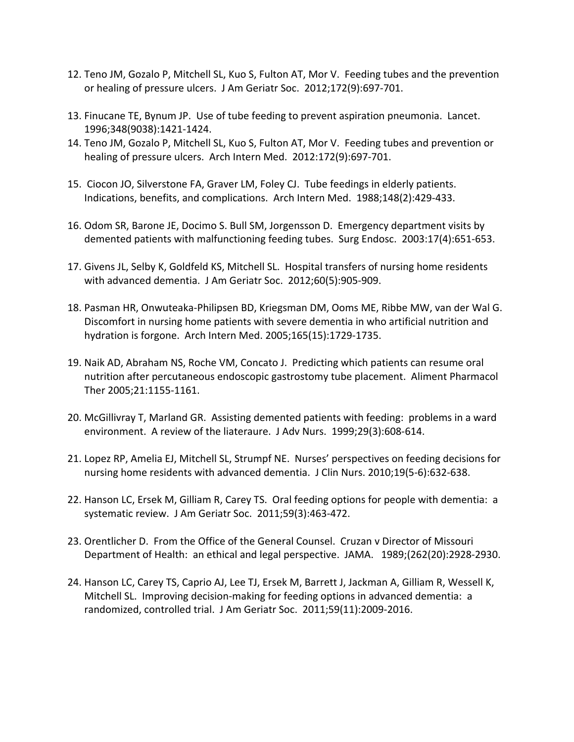12. Teno JM, Gozalo P, Mitchell SL, Kuo S, Fulton AT, Mor V. Feeding tubes and the prevention or healing of pressure ulcers. J Am Geriatr Soc. 2012;172(9):697-701.

13. Finucane TE, Bynum JP. Use of tube feeding to prevent aspiration pneumonia. Lancet. 1996;348(9038):1421-1424.

14. Teno JM, Gozalo P, Mitchell SL, Kuo S, Fulton AT, Mor V. Feeding tubes and prevention or healing of pressure ulcers. Arch Intern Med. 2012:172(9):697-701.

15. Ciocon JO, Silverstone FA, Graver LM, Foley CJ. Tube feedings in elderly patients. Indications, benefits, and complications. Arch Intern Med. 1988;148(2):429-433.

16. Odom SR, Barone JE, Docimo S. Bull SM, Jorgensson D. Emergency department visits by demented patients with malfunctioning feeding tubes. Surg Endosc. 2003:17(4):651-653.

17. Givens JL, Selby K, Goldfeld KS, Mitchell SL. Hospital transfers of nursing home residents with advanced dementia. J Am Geriatr Soc. 2012;60(5):905-909.

18. Pasman HR, Onwuteaka-Philipsen BD, Kriegsman DM, Ooms ME, Ribbe MW, van der Wal G. Discomfort in nursing home patients with severe dementia in who artificial nutrition and hydration is forgone. Arch Intern Med. 2005;165(15):1729-1735.

19. Naik AD, Abraham NS, Roche VM, Concato J. Predicting which patients can resume oral nutrition after percutaneous endoscopic gastrostomy tube placement. Aliment Pharmacol Ther 2005;21:1155-1161.

20. McGillivray T, Marland GR. Assisting demented patients with feeding: problems in a ward environment. A review of the liateraure. J Adv Nurs. 1999;29(3):608-614.

21. Lopez RP, Amelia EJ, Mitchell SL, Strumpf NE. Nurses' perspectives on feeding decisions for nursing home residents with advanced dementia. J Clin Nurs. 2010;19(5-6):632-638.

22. Hanson LC, Ersek M, Gilliam R, Carey TS. Oral feeding options for people with dementia: a systematic review. J Am Geriatr Soc. 2011;59(3):463-472.

23. Orentlicher D. From the Office of the General Counsel. Cruzan v Director of Missouri Department of Health: an ethical and legal perspective. JAMA. 1989;(262(20):2928-2930.

24. Hanson LC, Carey TS, Caprio AJ, Lee TJ, Ersek M, Barrett J, Jackman A, Gilliam R, Wessell K, Mitchell SL. Improving decision-making for feeding options in advanced dementia: a randomized, controlled trial. J Am Geriatr Soc. 2011;59(11):2009-2016.